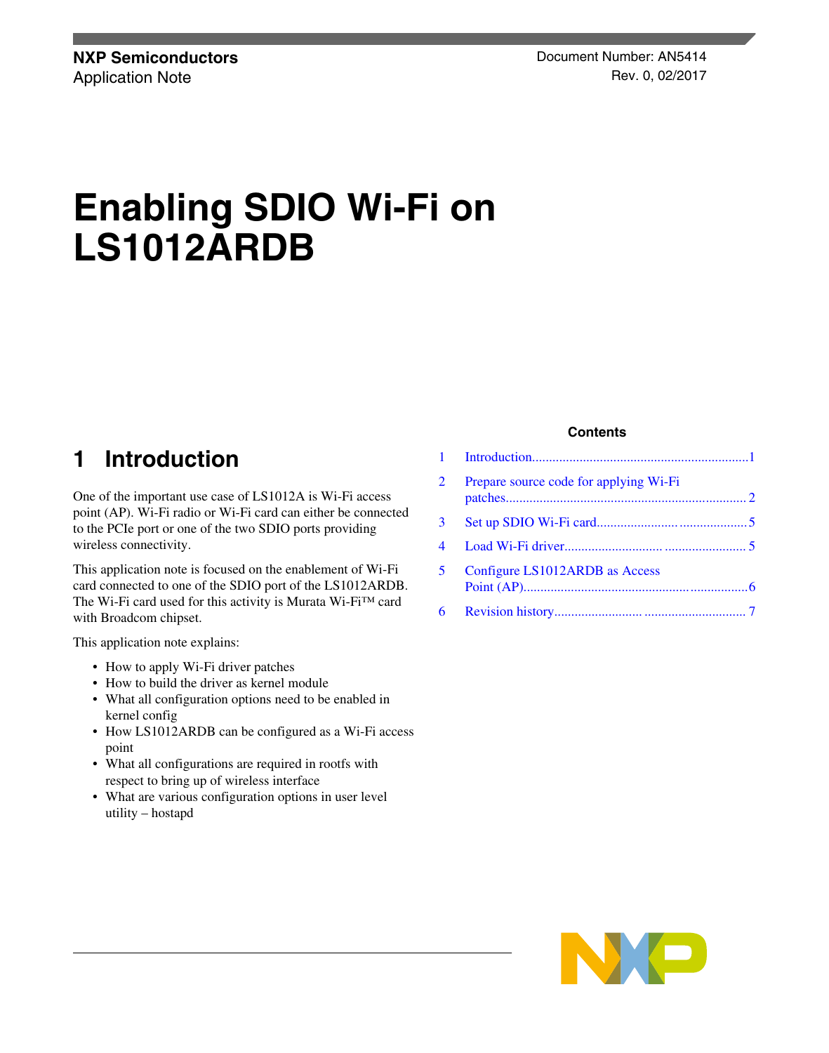**NXP Semiconductors**
Application Note

Document Number: AN5414
Rev. 0, 02/2017

# Enabling SDIO Wi-Fi on LS1012ARDB

**Contents**

| | | |
|---|---|---|
| 1 | Introduction | 1 |
| 2 | Prepare source code for applying Wi-Fi patches | 2 |
| 3 | Set up SDIO Wi-Fi card | 5 |
| 4 | Load Wi-Fi driver | 5 |
| 5 | Configure LS1012ARDB as Access Point (AP) | 6 |
| 6 | Revision history | 7 |

## 1 Introduction

One of the important use case of LS1012A is Wi-Fi access point (AP). Wi-Fi radio or Wi-Fi card can either be connected to the PCIe port or one of the two SDIO ports providing wireless connectivity.

This application note is focused on the enablement of Wi-Fi card connected to one of the SDIO port of the LS1012ARDB. The Wi-Fi card used for this activity is Murata Wi-Fi™ card with Broadcom chipset.

This application note explains:

- How to apply Wi-Fi driver patches
- How to build the driver as kernel module
- What all configuration options need to be enabled in kernel config
- How LS1012ARDB can be configured as a Wi-Fi access point
- What all configurations are required in rootfs with respect to bring up of wireless interface
- What are various configuration options in user level utility – hostapd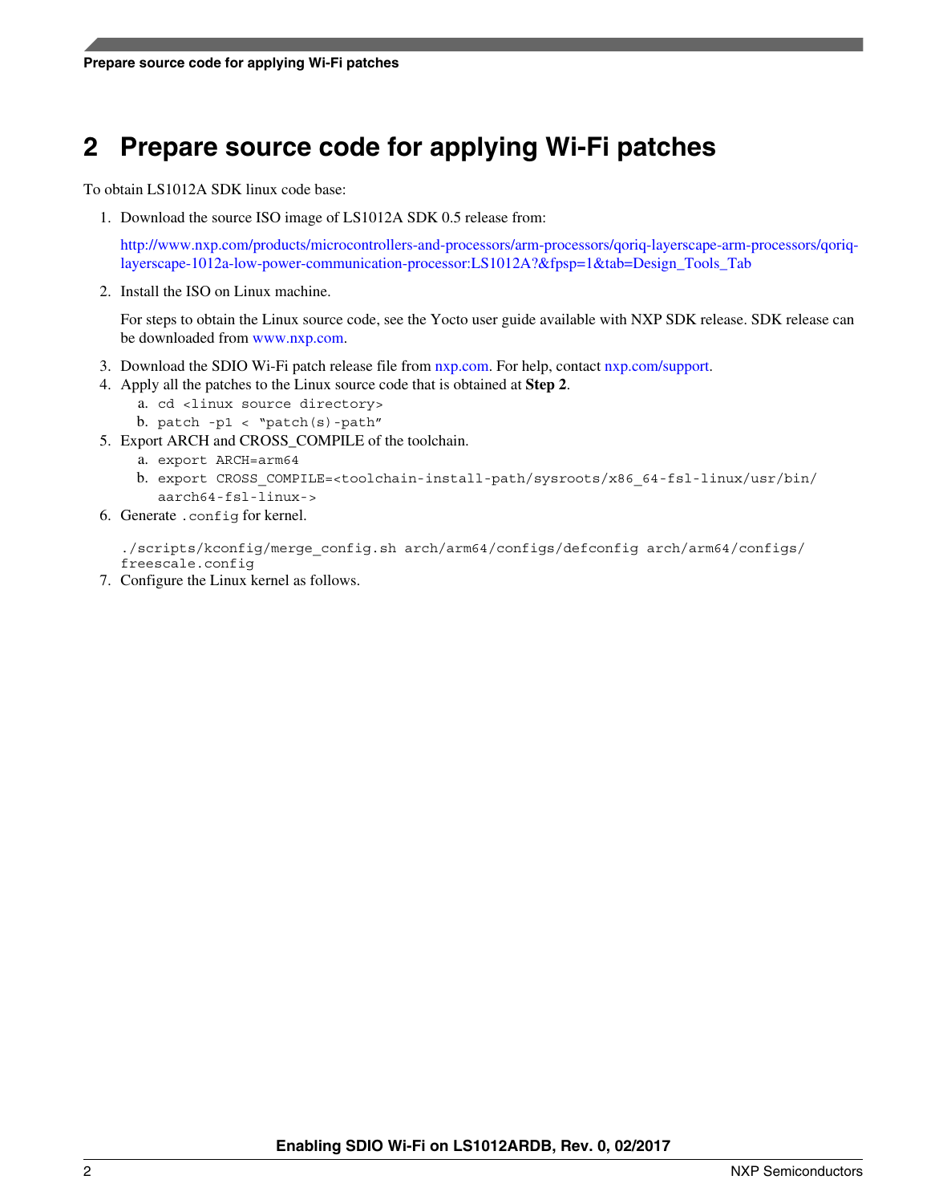## 2 Prepare source code for applying Wi-Fi patches

To obtain LS1012A SDK linux code base:

1. Download the source ISO image of LS1012A SDK 0.5 release from:

   http://www.nxp.com/products/microcontrollers-and-processors/arm-processors/qoriq-layerscape-arm-processors/qoriq-layerscape-1012a-low-power-communication-processor:LS1012A?&fpsp=1&tab=Design_Tools_Tab

2. Install the ISO on Linux machine.

   For steps to obtain the Linux source code, see the Yocto user guide available with NXP SDK release. SDK release can be downloaded from www.nxp.com.

3. Download the SDIO Wi-Fi patch release file from nxp.com. For help, contact nxp.com/support.
4. Apply all the patches to the Linux source code that is obtained at **Step 2**.
   a. `cd <linux source directory>`
   b. `patch -p1 < "patch(s)-path"`
5. Export ARCH and CROSS_COMPILE of the toolchain.
   a. `export ARCH=arm64`
   b. `export CROSS_COMPILE=<toolchain-install-path/sysroots/x86_64-fsl-linux/usr/bin/aarch64-fsl-linux->`
6. Generate `.config` for kernel.

```
./scripts/kconfig/merge_config.sh arch/arm64/configs/defconfig arch/arm64/configs/
freescale.config
```

7. Configure the Linux kernel as follows.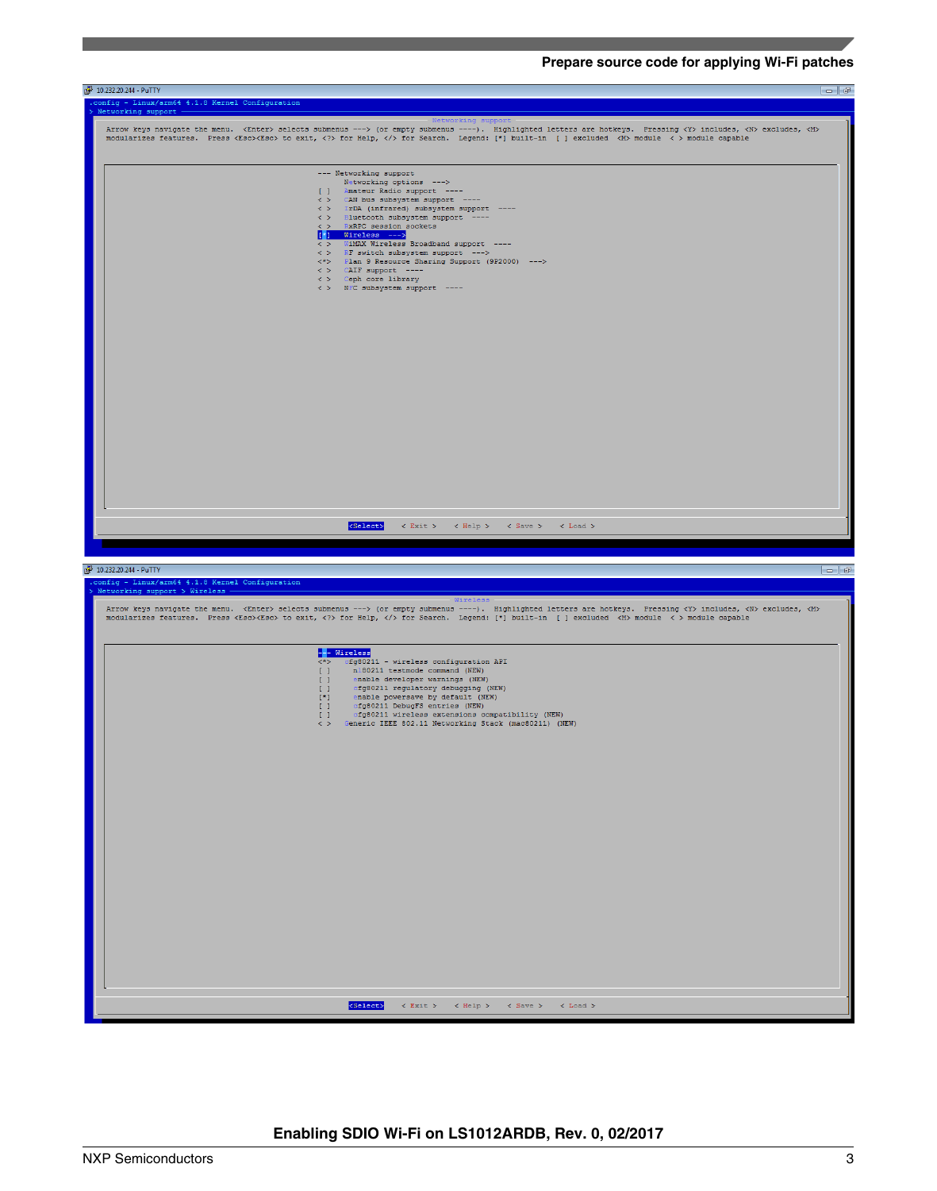```
10.232.20.244 - PuTTY
.config - Linux/arm64 4.1.8 Kernel Configuration
> Networking support
                                  Networking support
  Arrow keys navigate the menu.  <Enter> selects submenus ---> (or empty submenus ----).  Highlighted letters are hotkeys.  Pressing <Y> includes, <N> excludes, <M>
  modularizes features.  Press <Esc><Esc> to exit, <?> for Help, </> for Search.  Legend: [*] built-in  [ ] excluded  <M> module  < > module capable

                    --- Networking support
                          Networking options  --->
                    [ ]   Amateur Radio support  ----
                    < >   CAN bus subsystem support  ----
                    < >   IrDA (infrared) subsystem support  ----
                    < >   Bluetooth subsystem support  ----
                    < >   RxRPC session sockets
                    [*]   Wireless  --->
                    < >   WiMAX Wireless Broadband support  ----
                    < >   RF switch subsystem support  --->
                    <*>   Plan 9 Resource Sharing Support (9P2000)  --->
                    < >   CAIF support  ----
                    < >   Ceph core library
                    < >   NFC subsystem support  ----

              <Select>    < Exit >    < Help >    < Save >    < Load >
```

```
10.232.20.244 - PuTTY
.config - Linux/arm64 4.1.8 Kernel Configuration
> Networking support > Wireless
                                  Wireless
  Arrow keys navigate the menu.  <Enter> selects submenus ---> (or empty submenus ----).  Highlighted letters are hotkeys.  Pressing <Y> includes, <N> excludes, <M>
  modularizes features.  Press <Esc><Esc> to exit, <?> for Help, </> for Search.  Legend: [*] built-in  [ ] excluded  <M> module  < > module capable

                    --- Wireless
                    <*>   cfg80211 - wireless configuration API
                    [ ]     nl80211 testmode command (NEW)
                    [ ]     enable developer warnings (NEW)
                    [ ]     cfg80211 regulatory debugging (NEW)
                    [*]     enable powersave by default (NEW)
                    [ ]     cfg80211 DebugFS entries (NEW)
                    [ ]     cfg80211 wireless extensions compatibility (NEW)
                    < >   Generic IEEE 802.11 Networking Stack (mac80211) (NEW)

              <Select>    < Exit >    < Help >    < Save >    < Load >
```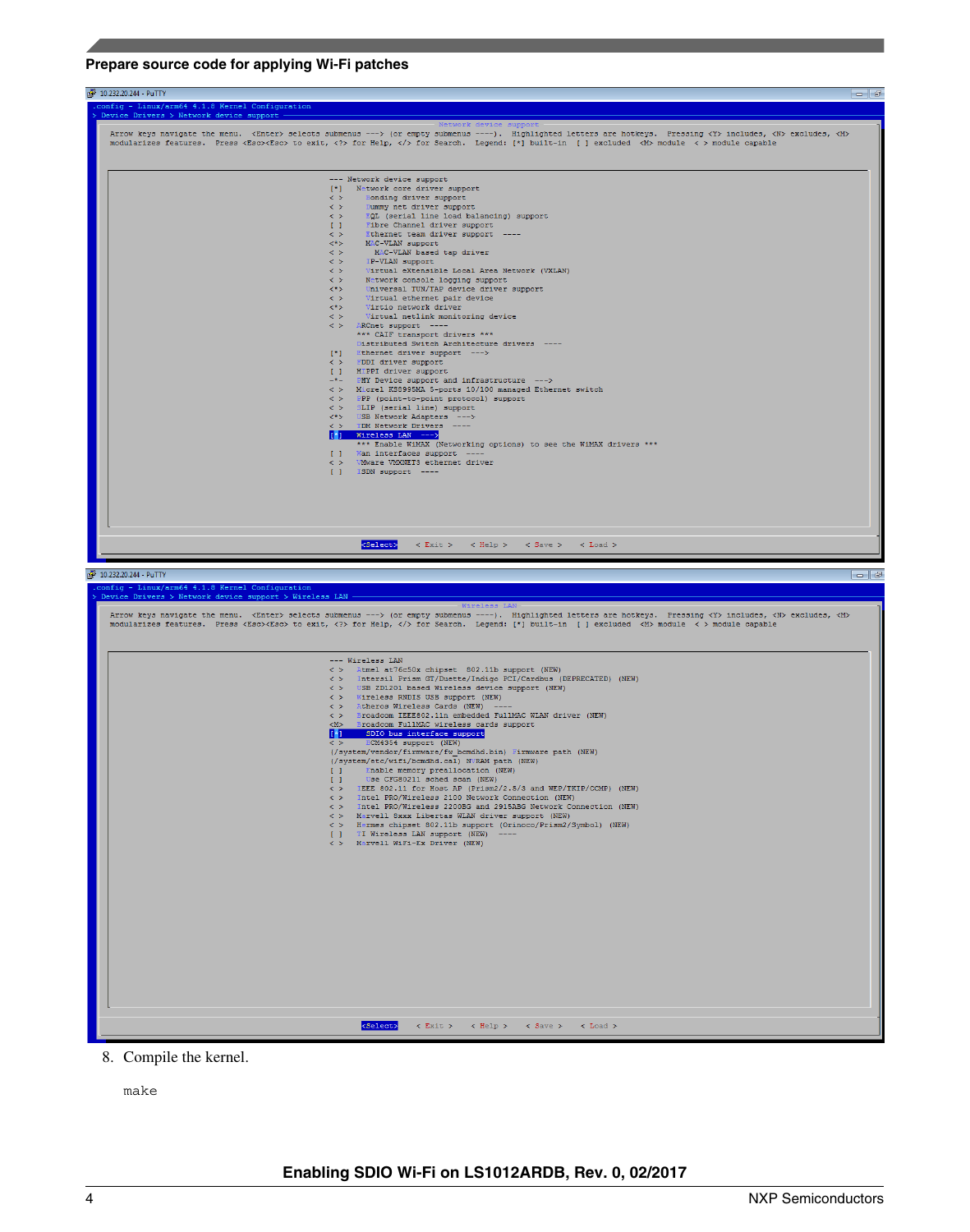```
10.232.20.244 - PuTTY
.config - Linux/arm64 4.1.8 Kernel Configuration
> Device Drivers > Network device support
                         Network device support
  Arrow keys navigate the menu.  <Enter> selects submenus ---> (or empty submenus ----).  Highlighted letters are hotkeys.  Pressing <Y> includes, <N> excludes, <M>
  modularizes features.  Press <Esc><Esc> to exit, <?> for Help, </> for Search.  Legend: [*] built-in  [ ] excluded  <M> module  < > module capable

                    --- Network device support
                    [*]   Network core driver support
                    < >     Bonding driver support
                    < >     Dummy net driver support
                    < >     EQL (serial line load balancing) support
                    [ ]     Fibre Channel driver support
                    < >     Ethernet team driver support  ----
                    <*>     MAC-VLAN support
                    < >       MAC-VLAN based tap driver
                    < >     IP-VLAN support
                    < >     Virtual eXtensible Local Area Network (VXLAN)
                    < >     Network console logging support
                    <*>     Universal TUN/TAP device driver support
                    < >     Virtual ethernet pair device
                    <*>     Virtio network driver
                    < >     Virtual netlink monitoring device
                    < >   ARCnet support  ----
                          *** CAIF transport drivers ***
                          Distributed Switch Architecture drivers  ----
                    [*]   Ethernet driver support  --->
                    < >   FDDI driver support
                    [ ]   HIPPI driver support
                    -*-   PHY Device support and infrastructure  --->
                    < >   Micrel KS8995MA 5-ports 10/100 managed Ethernet switch
                    < >   PPP (point-to-point protocol) support
                    < >   SLIP (serial line) support
                    <*>   USB Network Adapters  --->
                    < >   TDM Network Drivers  ----
                    [*]   Wireless LAN  --->
                          *** Enable WiMAX (Networking options) to see the WiMAX drivers ***
                    [ ]   Wan interfaces support  ----
                    < >   VMware VMXNET3 ethernet driver
                    [ ]   ISDN support  ----

                  <Select>    < Exit >    < Help >    < Save >    < Load >
```

```
10.232.20.244 - PuTTY
.config - Linux/arm64 4.1.8 Kernel Configuration
> Device Drivers > Network device support > Wireless LAN
                         Wireless LAN
  Arrow keys navigate the menu.  <Enter> selects submenus ---> (or empty submenus ----).  Highlighted letters are hotkeys.  Pressing <Y> includes, <N> excludes, <M>
  modularizes features.  Press <Esc><Esc> to exit, <?> for Help, </> for Search.  Legend: [*] built-in  [ ] excluded  <M> module  < > module capable

                    --- Wireless LAN
                    < >   Atmel at76c50x chipset  802.11b support (NEW)
                    < >   Intersil Prism GT/Duette/Indigo PCI/Cardbus (DEPRECATED) (NEW)
                    < >   USB ZD1201 based Wireless device support (NEW)
                    < >   Wireless RNDIS USB support (NEW)
                    < >   Atheros Wireless Cards (NEW)  ----
                    < >   Broadcom IEEE802.11n embedded FullMAC WLAN driver (NEW)
                    <M>   Broadcom FullMAC wireless cards support
                    [*]     SDIO bus interface support
                    < >     BCM4354 support (NEW)
                    (/system/vendor/firmware/fw_bcmdhd.bin) Firmware path (NEW)
                    (/system/etc/wifi/bcmdhd.cal) NVRAM path (NEW)
                    [ ]     Enable memory preallocation (NEW)
                    [ ]     Use CFG80211 sched scan (NEW)
                    < >   IEEE 802.11 for Host AP (Prism2/2.5/3 and WEP/TKIP/CCMP) (NEW)
                    < >   Intel PRO/Wireless 2100 Network Connection (NEW)
                    < >   Intel PRO/Wireless 2200BG and 2915ABG Network Connection (NEW)
                    < >   Marvell 8xxx Libertas WLAN driver support (NEW)
                    < >   Hermes chipset 802.11b support (Orinoco/Prism2/Symbol) (NEW)
                    [ ]   TI Wireless LAN support (NEW)  ----
                    < >   Marvell WiFi-Ex Driver (NEW)

                  <Select>    < Exit >    < Help >    < Save >    < Load >
```

8. Compile the kernel.

```
make
```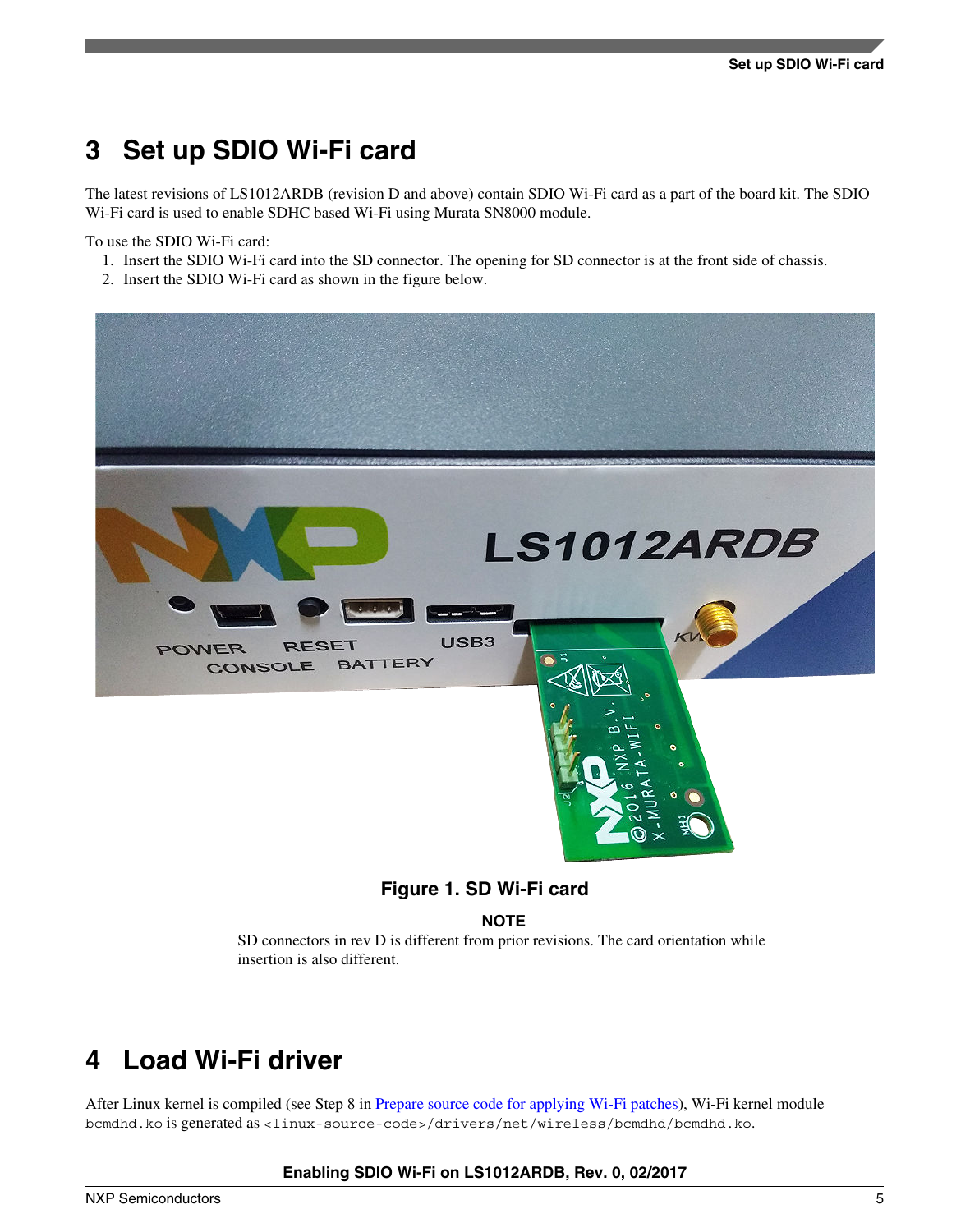# 3 Set up SDIO Wi-Fi card

The latest revisions of LS1012ARDB (revision D and above) contain SDIO Wi-Fi card as a part of the board kit. The SDIO Wi-Fi card is used to enable SDHC based Wi-Fi using Murata SN8000 module.

To use the SDIO Wi-Fi card:

1. Insert the SDIO Wi-Fi card into the SD connector. The opening for SD connector is at the front side of chassis.
2. Insert the SDIO Wi-Fi card as shown in the figure below.

**Figure 1. SD Wi-Fi card**

**NOTE**

SD connectors in rev D is different from prior revisions. The card orientation while insertion is also different.

# 4 Load Wi-Fi driver

After Linux kernel is compiled (see Step 8 in Prepare source code for applying Wi-Fi patches), Wi-Fi kernel module `bcmdhd.ko` is generated as `<linux-source-code>/drivers/net/wireless/bcmdhd/bcmdhd.ko`.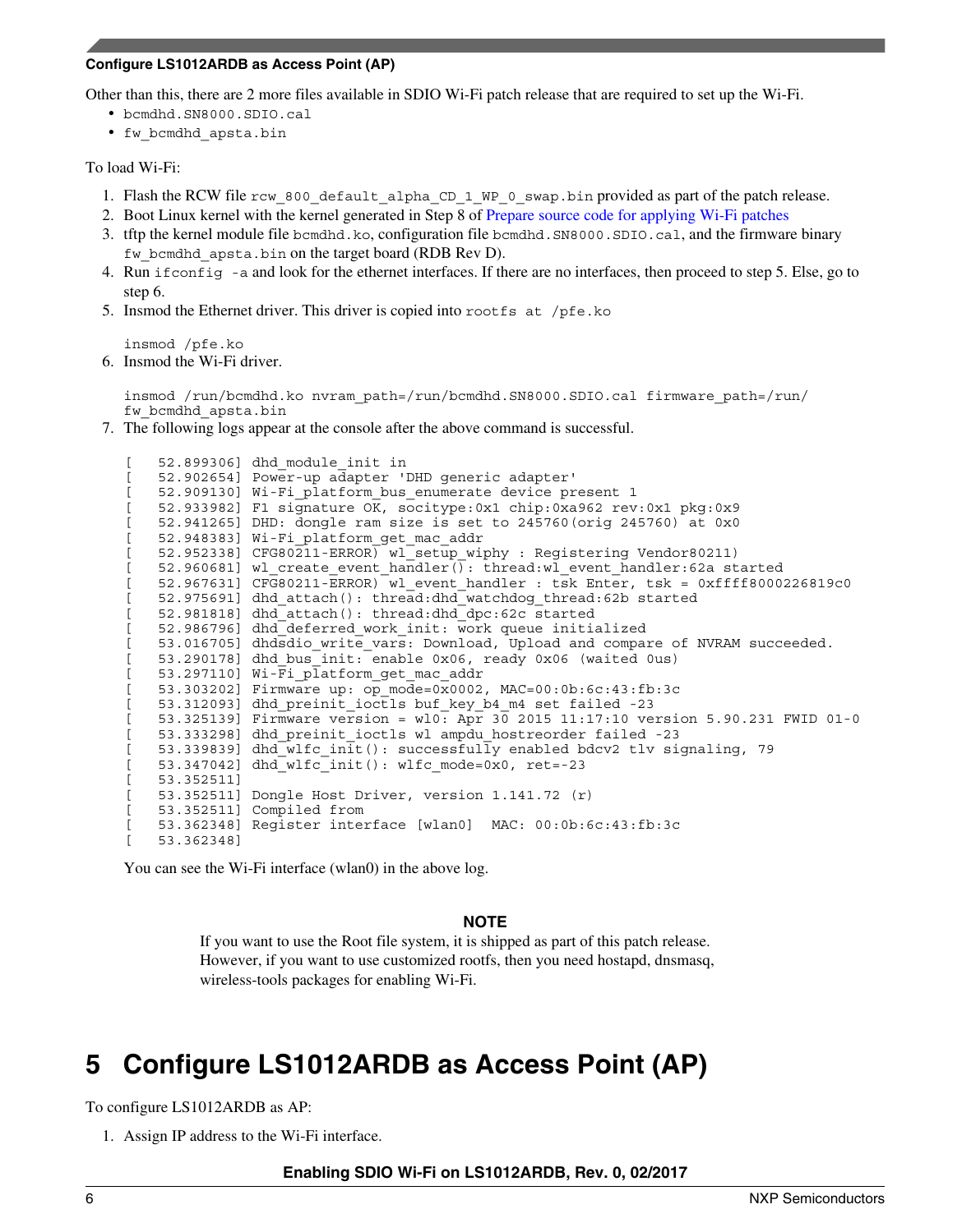Other than this, there are 2 more files available in SDIO Wi-Fi patch release that are required to set up the Wi-Fi.

- `bcmdhd.SN8000.SDIO.cal`
- `fw_bcmdhd_apsta.bin`

To load Wi-Fi:

1. Flash the RCW file `rcw_800_default_alpha_CD_1_WP_0_swap.bin` provided as part of the patch release.
2. Boot Linux kernel with the kernel generated in Step 8 of Prepare source code for applying Wi-Fi patches
3. tftp the kernel module file `bcmdhd.ko`, configuration file `bcmdhd.SN8000.SDIO.cal`, and the firmware binary `fw_bcmdhd_apsta.bin` on the target board (RDB Rev D).
4. Run `ifconfig -a` and look for the ethernet interfaces. If there are no interfaces, then proceed to step 5. Else, go to step 6.
5. Insmod the Ethernet driver. This driver is copied into `rootfs at /pfe.ko`

   ```
   insmod /pfe.ko
   ```
6. Insmod the Wi-Fi driver.

   ```
   insmod /run/bcmdhd.ko nvram_path=/run/bcmdhd.SN8000.SDIO.cal firmware_path=/run/
   fw_bcmdhd_apsta.bin
   ```
7. The following logs appear at the console after the above command is successful.

   ```
   [   52.899306] dhd_module_init in
   [   52.902654] Power-up adapter 'DHD generic adapter'
   [   52.909130] Wi-Fi_platform_bus_enumerate device present 1
   [   52.933982] F1 signature OK, socitype:0x1 chip:0xa962 rev:0x1 pkg:0x9
   [   52.941265] DHD: dongle ram size is set to 245760(orig 245760) at 0x0
   [   52.948383] Wi-Fi_platform_get_mac_addr
   [   52.952338] CFG80211-ERROR) wl_setup_wiphy : Registering Vendor80211)
   [   52.960681] wl_create_event_handler(): thread:wl_event_handler:62a started
   [   52.967631] CFG80211-ERROR) wl_event_handler : tsk Enter, tsk = 0xffff8000226819c0
   [   52.975691] dhd_attach(): thread:dhd_watchdog_thread:62b started
   [   52.981818] dhd_attach(): thread:dhd_dpc:62c started
   [   52.986796] dhd_deferred_work_init: work queue initialized
   [   53.016705] dhdsdio_write_vars: Download, Upload and compare of NVRAM succeeded.
   [   53.290178] dhd_bus_init: enable 0x06, ready 0x06 (waited 0us)
   [   53.297110] Wi-Fi_platform_get_mac_addr
   [   53.303202] Firmware up: op_mode=0x0002, MAC=00:0b:6c:43:fb:3c
   [   53.312093] dhd_preinit_ioctls buf_key_b4_m4 set failed -23
   [   53.325139] Firmware version = wl0: Apr 30 2015 11:17:10 version 5.90.231 FWID 01-0
   [   53.333298] dhd_preinit_ioctls wl ampdu_hostreorder failed -23
   [   53.339839] dhd_wlfc_init(): successfully enabled bdcv2 tlv signaling, 79
   [   53.347042] dhd_wlfc_init(): wlfc_mode=0x0, ret=-23
   [   53.352511]
   [   53.352511] Dongle Host Driver, version 1.141.72 (r)
   [   53.352511] Compiled from
   [   53.362348] Register interface [wlan0]  MAC: 00:0b:6c:43:fb:3c
   [   53.362348]
   ```

   You can see the Wi-Fi interface (wlan0) in the above log.

> **NOTE**
>
> If you want to use the Root file system, it is shipped as part of this patch release. However, if you want to use customized rootfs, then you need hostapd, dnsmasq, wireless-tools packages for enabling Wi-Fi.

# 5 Configure LS1012ARDB as Access Point (AP)

To configure LS1012ARDB as AP:

1. Assign IP address to the Wi-Fi interface.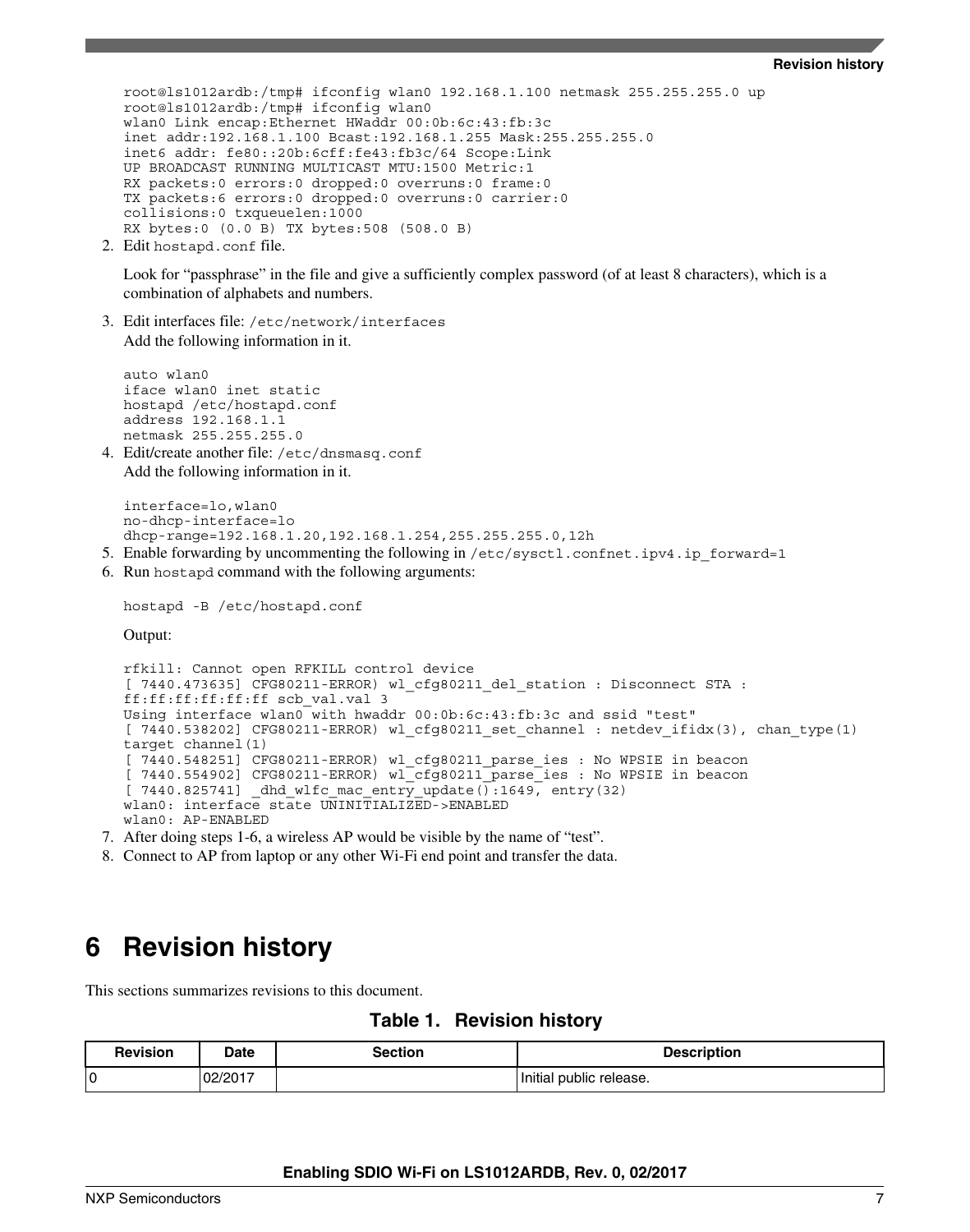```
root@ls1012ardb:/tmp# ifconfig wlan0 192.168.1.100 netmask 255.255.255.0 up
root@ls1012ardb:/tmp# ifconfig wlan0
wlan0 Link encap:Ethernet HWaddr 00:0b:6c:43:fb:3c
inet addr:192.168.1.100 Bcast:192.168.1.255 Mask:255.255.255.0
inet6 addr: fe80::20b:6cff:fe43:fb3c/64 Scope:Link
UP BROADCAST RUNNING MULTICAST MTU:1500 Metric:1
RX packets:0 errors:0 dropped:0 overruns:0 frame:0
TX packets:6 errors:0 dropped:0 overruns:0 carrier:0
collisions:0 txqueuelen:1000
RX bytes:0 (0.0 B) TX bytes:508 (508.0 B)
```

2. Edit `hostapd.conf` file.

   Look for "passphrase" in the file and give a sufficiently complex password (of at least 8 characters), which is a combination of alphabets and numbers.

3. Edit interfaces file: `/etc/network/interfaces`
   Add the following information in it.

```
auto wlan0
iface wlan0 inet static
hostapd /etc/hostapd.conf
address 192.168.1.1
netmask 255.255.255.0
```

4. Edit/create another file: `/etc/dnsmasq.conf`
   Add the following information in it.

```
interface=lo,wlan0
no-dhcp-interface=lo
dhcp-range=192.168.1.20,192.168.1.254,255.255.255.0,12h
```

5. Enable forwarding by uncommenting the following in `/etc/sysctl.confnet.ipv4.ip_forward=1`
6. Run `hostapd` command with the following arguments:

```
hostapd -B /etc/hostapd.conf
```

   Output:

```
rfkill: Cannot open RFKILL control device
[ 7440.473635] CFG80211-ERROR) wl_cfg80211_del_station : Disconnect STA :
ff:ff:ff:ff:ff:ff scb_val.val 3
Using interface wlan0 with hwaddr 00:0b:6c:43:fb:3c and ssid "test"
[ 7440.538202] CFG80211-ERROR) wl_cfg80211_set_channel : netdev_ifidx(3), chan_type(1)
target channel(1)
[ 7440.548251] CFG80211-ERROR) wl_cfg80211_parse_ies : No WPSIE in beacon
[ 7440.554902] CFG80211-ERROR) wl_cfg80211_parse_ies : No WPSIE in beacon
[ 7440.825741] _dhd_wlfc_mac_entry_update():1649, entry(32)
wlan0: interface state UNINITIALIZED->ENABLED
wlan0: AP-ENABLED
```

7. After doing steps 1-6, a wireless AP would be visible by the name of "test".
8. Connect to AP from laptop or any other Wi-Fi end point and transfer the data.

# 6 Revision history

This sections summarizes revisions to this document.

**Table 1. Revision history**

| Revision | Date | Section | Description |
|---|---|---|---|
| 0 | 02/2017 | | Initial public release. |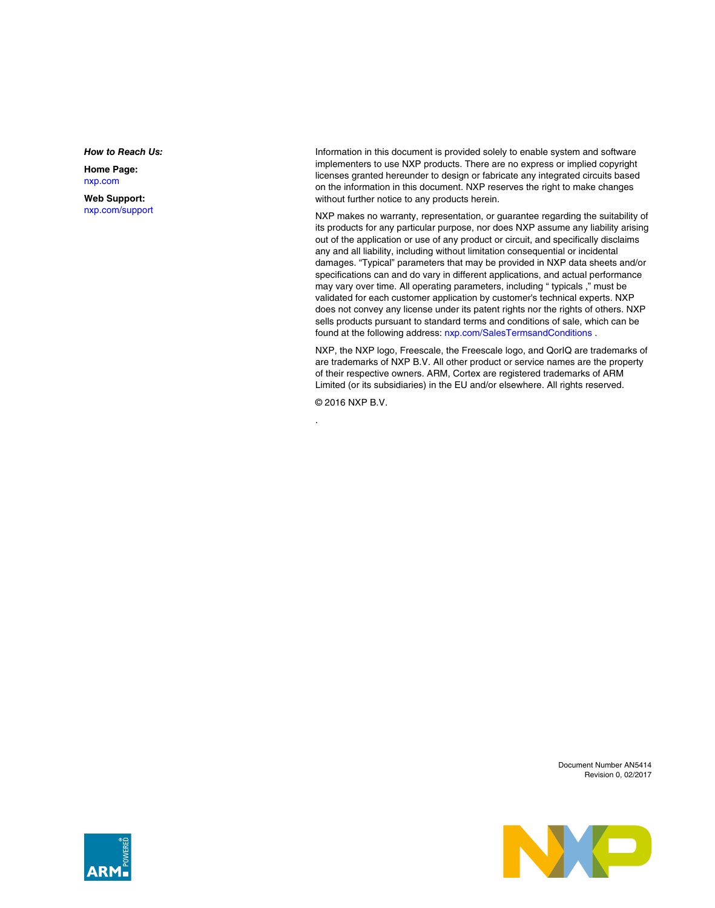***How to Reach Us:***

**Home Page:**
nxp.com

**Web Support:**
nxp.com/support

Information in this document is provided solely to enable system and software implementers to use NXP products. There are no express or implied copyright licenses granted hereunder to design or fabricate any integrated circuits based on the information in this document. NXP reserves the right to make changes without further notice to any products herein.

NXP makes no warranty, representation, or guarantee regarding the suitability of its products for any particular purpose, nor does NXP assume any liability arising out of the application or use of any product or circuit, and specifically disclaims any and all liability, including without limitation consequential or incidental damages. “Typical” parameters that may be provided in NXP data sheets and/or specifications can and do vary in different applications, and actual performance may vary over time. All operating parameters, including “ typicals ,” must be validated for each customer application by customer's technical experts. NXP does not convey any license under its patent rights nor the rights of others. NXP sells products pursuant to standard terms and conditions of sale, which can be found at the following address: nxp.com/SalesTermsandConditions .

NXP, the NXP logo, Freescale, the Freescale logo, and QorIQ are trademarks of are trademarks of NXP B.V. All other product or service names are the property of their respective owners. ARM, Cortex are registered trademarks of ARM Limited (or its subsidiaries) in the EU and/or elsewhere. All rights reserved.

© 2016 NXP B.V.

.

Document Number AN5414
Revision 0, 02/2017